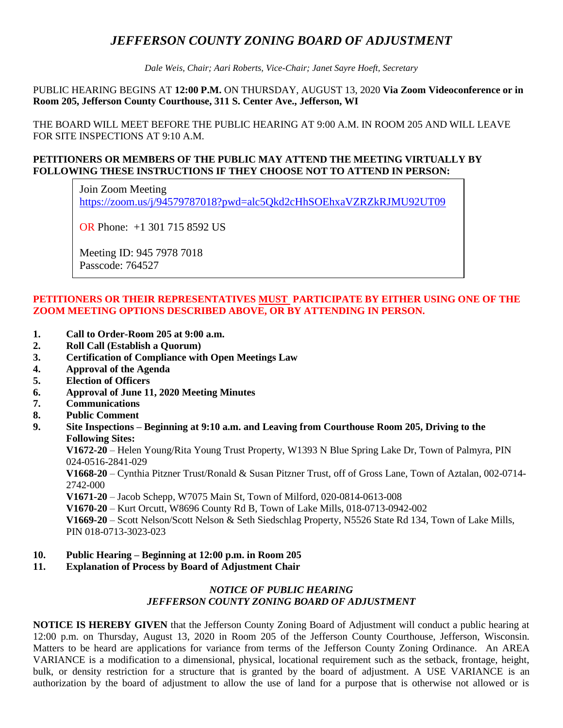# *JEFFERSON COUNTY ZONING BOARD OF ADJUSTMENT*

*Dale Weis, Chair; Aari Roberts, Vice-Chair; Janet Sayre Hoeft, Secretary*

PUBLIC HEARING BEGINS AT **12:00 P.M.** ON THURSDAY, AUGUST 13, 2020 **Via Zoom Videoconference or in Room 205, Jefferson County Courthouse, 311 S. Center Ave., Jefferson, WI**

THE BOARD WILL MEET BEFORE THE PUBLIC HEARING AT 9:00 A.M. IN ROOM 205 AND WILL LEAVE FOR SITE INSPECTIONS AT 9:10 A.M.

**PETITIONERS OR MEMBERS OF THE PUBLIC MAY ATTEND THE MEETING VIRTUALLY BY FOLLOWING THESE INSTRUCTIONS IF THEY CHOOSE NOT TO ATTEND IN PERSON:**

> Join Zoom Meeting
> https://zoom.us/j/94579787018?pwd=alc5Qkd2cHhSOEhxaVZRZkRJMU92UT09
>
> OR Phone: +1 301 715 8592 US
>
> Meeting ID: 945 7978 7018
> Passcode: 764527

**PETITIONERS OR THEIR REPRESENTATIVES MUST PARTICIPATE BY EITHER USING ONE OF THE ZOOM MEETING OPTIONS DESCRIBED ABOVE, OR BY ATTENDING IN PERSON.**

1. **Call to Order-Room 205 at 9:00 a.m.**
2. **Roll Call (Establish a Quorum)**
3. **Certification of Compliance with Open Meetings Law**
4. **Approval of the Agenda**
5. **Election of Officers**
6. **Approval of June 11, 2020 Meeting Minutes**
7. **Communications**
8. **Public Comment**
9. **Site Inspections – Beginning at 9:10 a.m. and Leaving from Courthouse Room 205, Driving to the Following Sites:**

   **V1672-20** – Helen Young/Rita Young Trust Property, W1393 N Blue Spring Lake Dr, Town of Palmyra, PIN 024-0516-2841-029

   **V1668-20** – Cynthia Pitzner Trust/Ronald & Susan Pitzner Trust, off of Gross Lane, Town of Aztalan, 002-0714-2742-000

   **V1671-20** – Jacob Schepp, W7075 Main St, Town of Milford, 020-0814-0613-008

   **V1670-20** – Kurt Orcutt, W8696 County Rd B, Town of Lake Mills, 018-0713-0942-002

   **V1669-20** – Scott Nelson/Scott Nelson & Seth Siedschlag Property, N5526 State Rd 134, Town of Lake Mills, PIN 018-0713-3023-023

10. **Public Hearing – Beginning at 12:00 p.m. in Room 205**
11. **Explanation of Process by Board of Adjustment Chair**

### *NOTICE OF PUBLIC HEARING*
### *JEFFERSON COUNTY ZONING BOARD OF ADJUSTMENT*

**NOTICE IS HEREBY GIVEN** that the Jefferson County Zoning Board of Adjustment will conduct a public hearing at 12:00 p.m. on Thursday, August 13, 2020 in Room 205 of the Jefferson County Courthouse, Jefferson, Wisconsin. Matters to be heard are applications for variance from terms of the Jefferson County Zoning Ordinance. An AREA VARIANCE is a modification to a dimensional, physical, locational requirement such as the setback, frontage, height, bulk, or density restriction for a structure that is granted by the board of adjustment. A USE VARIANCE is an authorization by the board of adjustment to allow the use of land for a purpose that is otherwise not allowed or is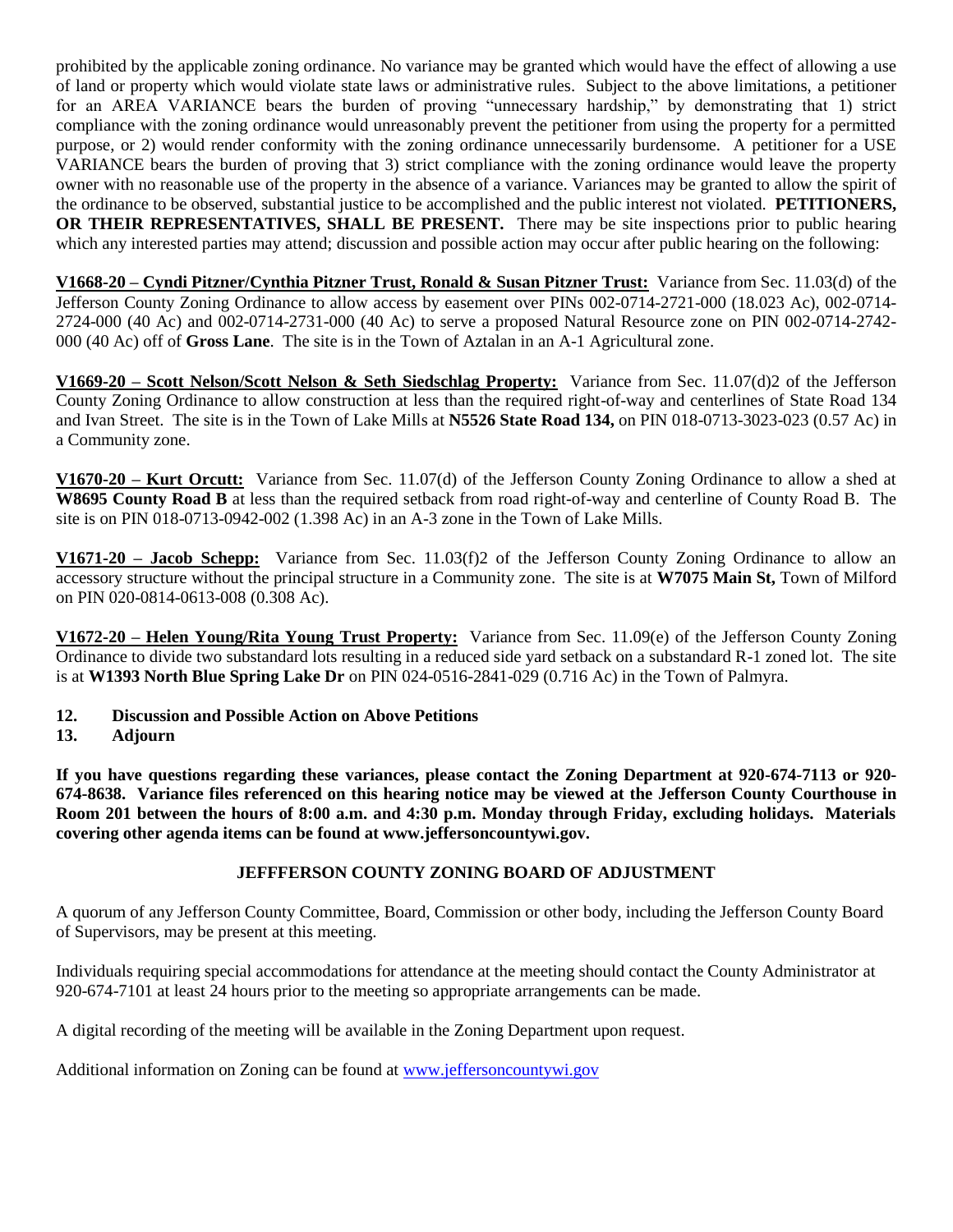prohibited by the applicable zoning ordinance. No variance may be granted which would have the effect of allowing a use of land or property which would violate state laws or administrative rules. Subject to the above limitations, a petitioner for an AREA VARIANCE bears the burden of proving "unnecessary hardship," by demonstrating that 1) strict compliance with the zoning ordinance would unreasonably prevent the petitioner from using the property for a permitted purpose, or 2) would render conformity with the zoning ordinance unnecessarily burdensome. A petitioner for a USE VARIANCE bears the burden of proving that 3) strict compliance with the zoning ordinance would leave the property owner with no reasonable use of the property in the absence of a variance. Variances may be granted to allow the spirit of the ordinance to be observed, substantial justice to be accomplished and the public interest not violated. **PETITIONERS, OR THEIR REPRESENTATIVES, SHALL BE PRESENT.** There may be site inspections prior to public hearing which any interested parties may attend; discussion and possible action may occur after public hearing on the following:

**V1668-20 – Cyndi Pitzner/Cynthia Pitzner Trust, Ronald & Susan Pitzner Trust:** Variance from Sec. 11.03(d) of the Jefferson County Zoning Ordinance to allow access by easement over PINs 002-0714-2721-000 (18.023 Ac), 002-0714-2724-000 (40 Ac) and 002-0714-2731-000 (40 Ac) to serve a proposed Natural Resource zone on PIN 002-0714-2742-000 (40 Ac) off of **Gross Lane**. The site is in the Town of Aztalan in an A-1 Agricultural zone.

**V1669-20 – Scott Nelson/Scott Nelson & Seth Siedschlag Property:** Variance from Sec. 11.07(d)2 of the Jefferson County Zoning Ordinance to allow construction at less than the required right-of-way and centerlines of State Road 134 and Ivan Street. The site is in the Town of Lake Mills at **N5526 State Road 134,** on PIN 018-0713-3023-023 (0.57 Ac) in a Community zone.

**V1670-20 – Kurt Orcutt:** Variance from Sec. 11.07(d) of the Jefferson County Zoning Ordinance to allow a shed at **W8695 County Road B** at less than the required setback from road right-of-way and centerline of County Road B. The site is on PIN 018-0713-0942-002 (1.398 Ac) in an A-3 zone in the Town of Lake Mills.

**V1671-20 – Jacob Schepp:** Variance from Sec. 11.03(f)2 of the Jefferson County Zoning Ordinance to allow an accessory structure without the principal structure in a Community zone. The site is at **W7075 Main St,** Town of Milford on PIN 020-0814-0613-008 (0.308 Ac).

**V1672-20 – Helen Young/Rita Young Trust Property:** Variance from Sec. 11.09(e) of the Jefferson County Zoning Ordinance to divide two substandard lots resulting in a reduced side yard setback on a substandard R-1 zoned lot. The site is at **W1393 North Blue Spring Lake Dr** on PIN 024-0516-2841-029 (0.716 Ac) in the Town of Palmyra.

**12. Discussion and Possible Action on Above Petitions**
**13. Adjourn**

**If you have questions regarding these variances, please contact the Zoning Department at 920-674-7113 or 920-674-8638. Variance files referenced on this hearing notice may be viewed at the Jefferson County Courthouse in Room 201 between the hours of 8:00 a.m. and 4:30 p.m. Monday through Friday, excluding holidays. Materials covering other agenda items can be found at www.jeffersoncountywi.gov.**

**JEFFFERSON COUNTY ZONING BOARD OF ADJUSTMENT**

A quorum of any Jefferson County Committee, Board, Commission or other body, including the Jefferson County Board of Supervisors, may be present at this meeting.

Individuals requiring special accommodations for attendance at the meeting should contact the County Administrator at 920-674-7101 at least 24 hours prior to the meeting so appropriate arrangements can be made.

A digital recording of the meeting will be available in the Zoning Department upon request.

Additional information on Zoning can be found at www.jeffersoncountywi.gov